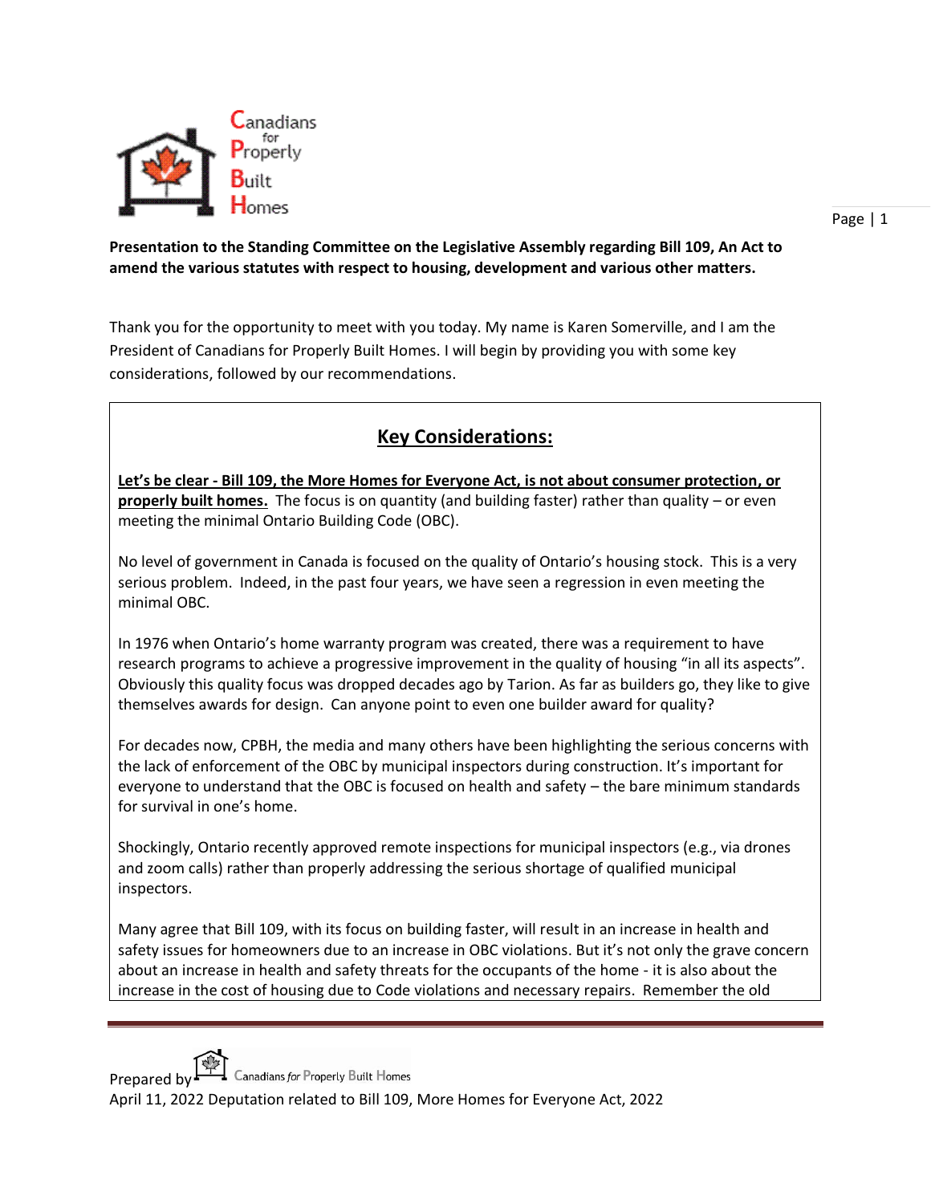**Presentation to the Standing Committee on the Legislative Assembly regarding Bill 109, An Act to amend the various statutes with respect to housing, development and various other matters.**

Thank you for the opportunity to meet with you today. My name is Karen Somerville, and I am the President of Canadians for Properly Built Homes. I will begin by providing you with some key considerations, followed by our recommendations.

## Key Considerations:

**Let's be clear - Bill 109, the More Homes for Everyone Act, is not about consumer protection, or properly built homes.** The focus is on quantity (and building faster) rather than quality – or even meeting the minimal Ontario Building Code (OBC).

No level of government in Canada is focused on the quality of Ontario's housing stock. This is a very serious problem. Indeed, in the past four years, we have seen a regression in even meeting the minimal OBC.

In 1976 when Ontario's home warranty program was created, there was a requirement to have research programs to achieve a progressive improvement in the quality of housing "in all its aspects". Obviously this quality focus was dropped decades ago by Tarion. As far as builders go, they like to give themselves awards for design. Can anyone point to even one builder award for quality?

For decades now, CPBH, the media and many others have been highlighting the serious concerns with the lack of enforcement of the OBC by municipal inspectors during construction. It's important for everyone to understand that the OBC is focused on health and safety – the bare minimum standards for survival in one's home.

Shockingly, Ontario recently approved remote inspections for municipal inspectors (e.g., via drones and zoom calls) rather than properly addressing the serious shortage of qualified municipal inspectors.

Many agree that Bill 109, with its focus on building faster, will result in an increase in health and safety issues for homeowners due to an increase in OBC violations. But it's not only the grave concern about an increase in health and safety threats for the occupants of the home - it is also about the increase in the cost of housing due to Code violations and necessary repairs. Remember the old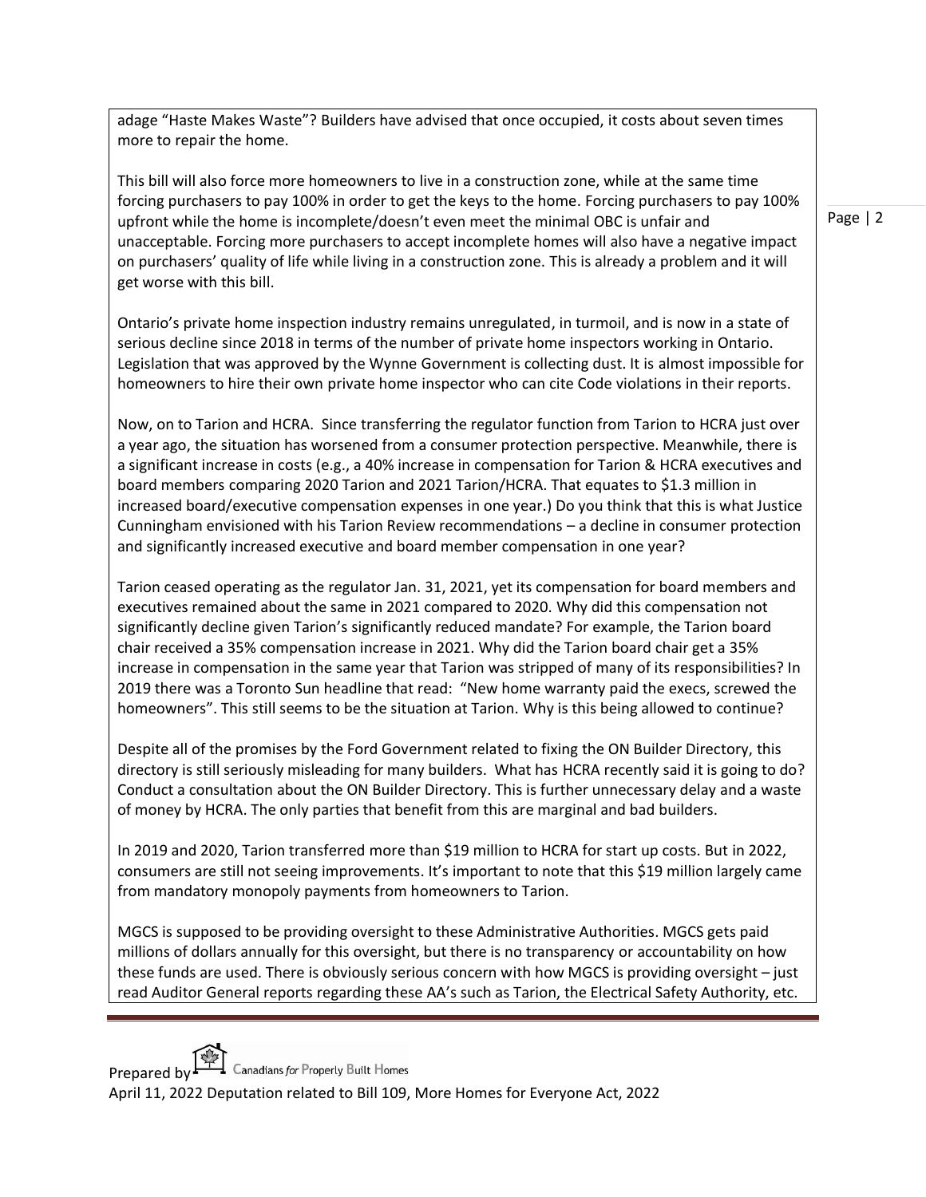adage "Haste Makes Waste"? Builders have advised that once occupied, it costs about seven times more to repair the home.

This bill will also force more homeowners to live in a construction zone, while at the same time forcing purchasers to pay 100% in order to get the keys to the home. Forcing purchasers to pay 100% upfront while the home is incomplete/doesn't even meet the minimal OBC is unfair and unacceptable. Forcing more purchasers to accept incomplete homes will also have a negative impact on purchasers' quality of life while living in a construction zone. This is already a problem and it will get worse with this bill.

Ontario's private home inspection industry remains unregulated, in turmoil, and is now in a state of serious decline since 2018 in terms of the number of private home inspectors working in Ontario. Legislation that was approved by the Wynne Government is collecting dust. It is almost impossible for homeowners to hire their own private home inspector who can cite Code violations in their reports.

Now, on to Tarion and HCRA. Since transferring the regulator function from Tarion to HCRA just over a year ago, the situation has worsened from a consumer protection perspective. Meanwhile, there is a significant increase in costs (e.g., a 40% increase in compensation for Tarion & HCRA executives and board members comparing 2020 Tarion and 2021 Tarion/HCRA. That equates to $1.3 million in increased board/executive compensation expenses in one year.) Do you think that this is what Justice Cunningham envisioned with his Tarion Review recommendations – a decline in consumer protection and significantly increased executive and board member compensation in one year?

Tarion ceased operating as the regulator Jan. 31, 2021, yet its compensation for board members and executives remained about the same in 2021 compared to 2020. Why did this compensation not significantly decline given Tarion's significantly reduced mandate? For example, the Tarion board chair received a 35% compensation increase in 2021. Why did the Tarion board chair get a 35% increase in compensation in the same year that Tarion was stripped of many of its responsibilities? In 2019 there was a Toronto Sun headline that read: "New home warranty paid the execs, screwed the homeowners". This still seems to be the situation at Tarion. Why is this being allowed to continue?

Despite all of the promises by the Ford Government related to fixing the ON Builder Directory, this directory is still seriously misleading for many builders. What has HCRA recently said it is going to do? Conduct a consultation about the ON Builder Directory. This is further unnecessary delay and a waste of money by HCRA. The only parties that benefit from this are marginal and bad builders.

In 2019 and 2020, Tarion transferred more than $19 million to HCRA for start up costs. But in 2022, consumers are still not seeing improvements. It's important to note that this $19 million largely came from mandatory monopoly payments from homeowners to Tarion.

MGCS is supposed to be providing oversight to these Administrative Authorities. MGCS gets paid millions of dollars annually for this oversight, but there is no transparency or accountability on how these funds are used. There is obviously serious concern with how MGCS is providing oversight – just read Auditor General reports regarding these AA's such as Tarion, the Electrical Safety Authority, etc.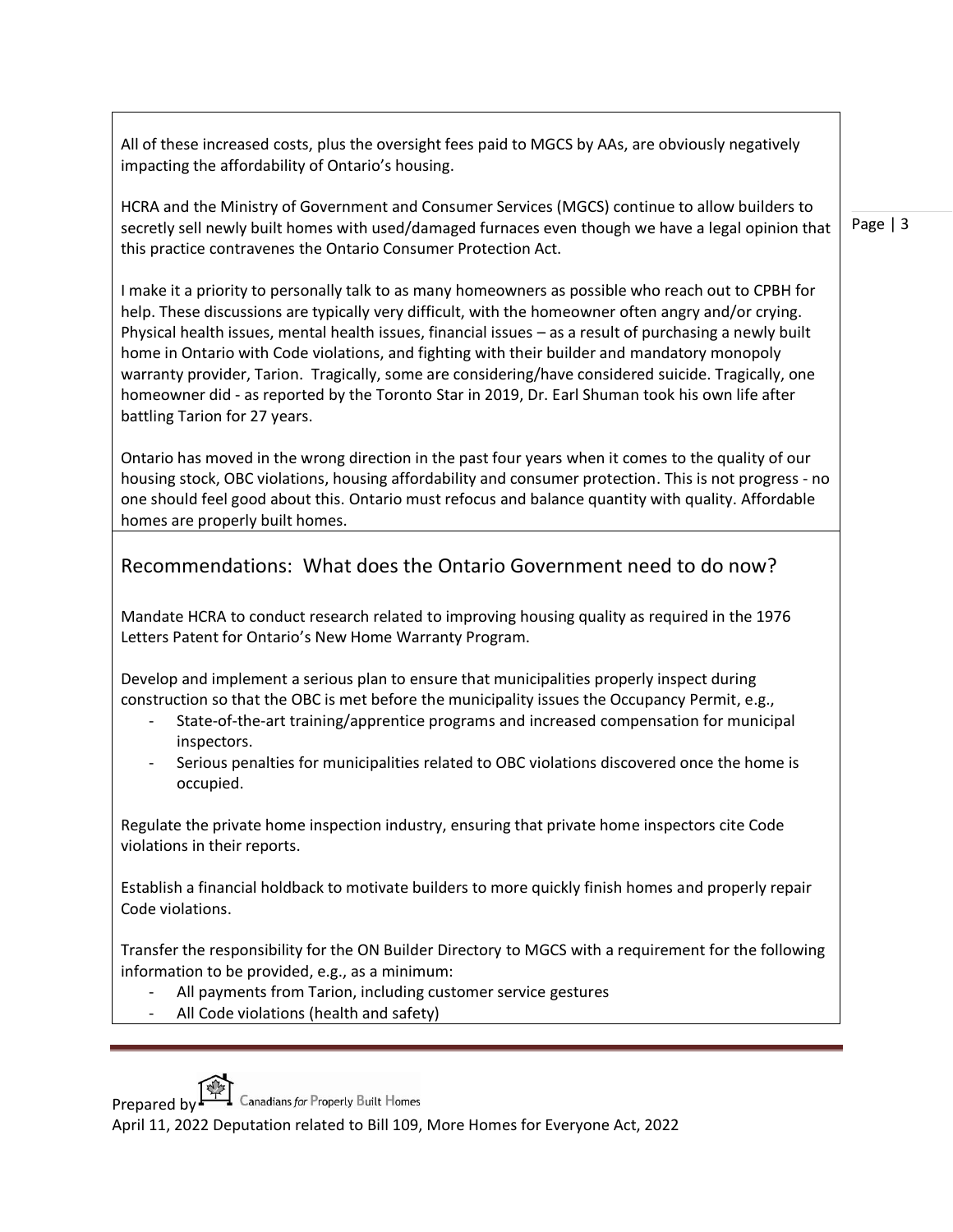All of these increased costs, plus the oversight fees paid to MGCS by AAs, are obviously negatively impacting the affordability of Ontario's housing.

HCRA and the Ministry of Government and Consumer Services (MGCS) continue to allow builders to secretly sell newly built homes with used/damaged furnaces even though we have a legal opinion that this practice contravenes the Ontario Consumer Protection Act.

I make it a priority to personally talk to as many homeowners as possible who reach out to CPBH for help. These discussions are typically very difficult, with the homeowner often angry and/or crying. Physical health issues, mental health issues, financial issues – as a result of purchasing a newly built home in Ontario with Code violations, and fighting with their builder and mandatory monopoly warranty provider, Tarion. Tragically, some are considering/have considered suicide. Tragically, one homeowner did - as reported by the Toronto Star in 2019, Dr. Earl Shuman took his own life after battling Tarion for 27 years.

Ontario has moved in the wrong direction in the past four years when it comes to the quality of our housing stock, OBC violations, housing affordability and consumer protection. This is not progress - no one should feel good about this. Ontario must refocus and balance quantity with quality. Affordable homes are properly built homes.

## Recommendations: What does the Ontario Government need to do now?

Mandate HCRA to conduct research related to improving housing quality as required in the 1976 Letters Patent for Ontario's New Home Warranty Program.

Develop and implement a serious plan to ensure that municipalities properly inspect during construction so that the OBC is met before the municipality issues the Occupancy Permit, e.g.,

- State-of-the-art training/apprentice programs and increased compensation for municipal inspectors.
- Serious penalties for municipalities related to OBC violations discovered once the home is occupied.

Regulate the private home inspection industry, ensuring that private home inspectors cite Code violations in their reports.

Establish a financial holdback to motivate builders to more quickly finish homes and properly repair Code violations.

Transfer the responsibility for the ON Builder Directory to MGCS with a requirement for the following information to be provided, e.g., as a minimum:

- All payments from Tarion, including customer service gestures
- All Code violations (health and safety)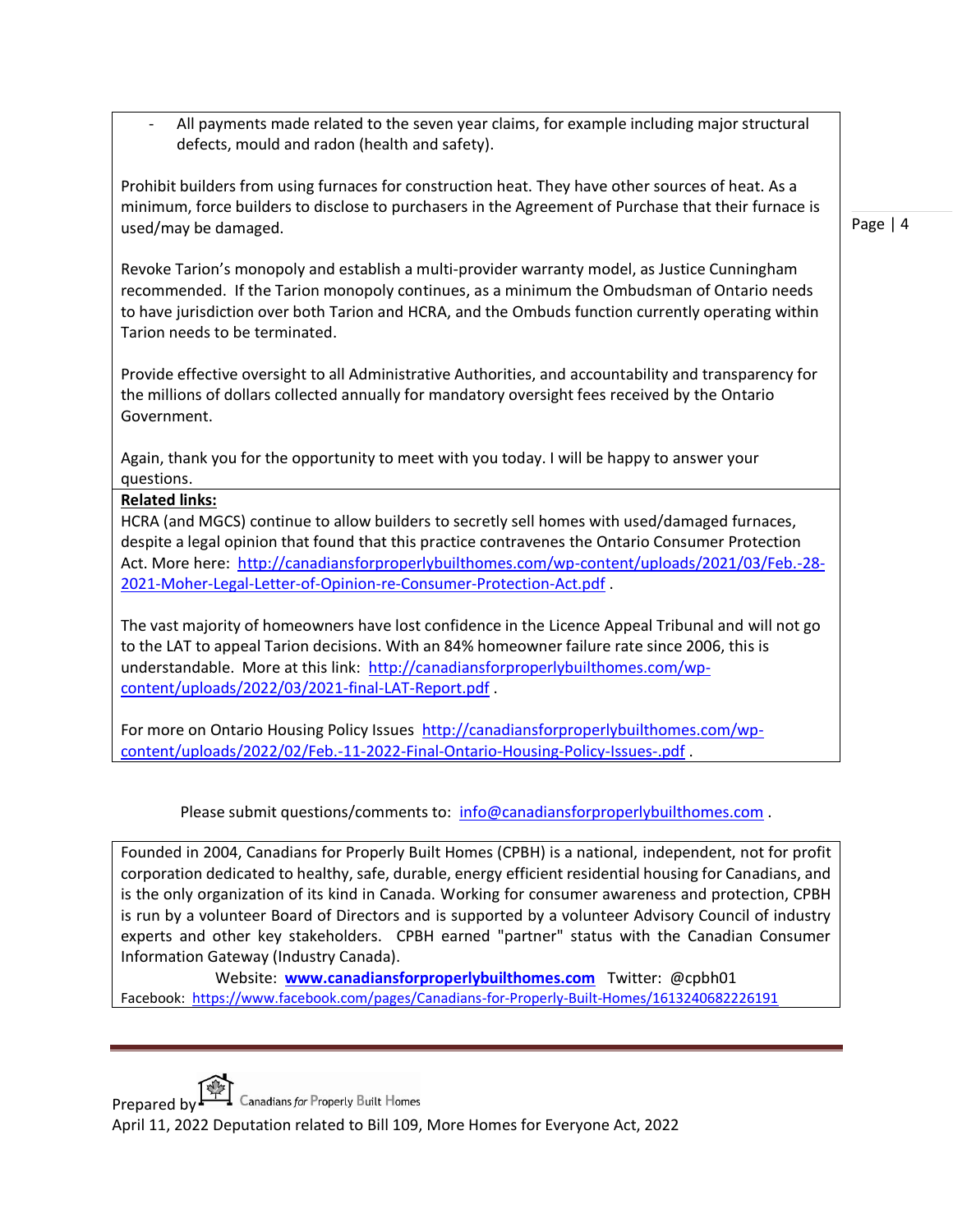- All payments made related to the seven year claims, for example including major structural defects, mould and radon (health and safety).

Prohibit builders from using furnaces for construction heat. They have other sources of heat. As a minimum, force builders to disclose to purchasers in the Agreement of Purchase that their furnace is used/may be damaged.

Revoke Tarion's monopoly and establish a multi-provider warranty model, as Justice Cunningham recommended. If the Tarion monopoly continues, as a minimum the Ombudsman of Ontario needs to have jurisdiction over both Tarion and HCRA, and the Ombuds function currently operating within Tarion needs to be terminated.

Provide effective oversight to all Administrative Authorities, and accountability and transparency for the millions of dollars collected annually for mandatory oversight fees received by the Ontario Government.

Again, thank you for the opportunity to meet with you today. I will be happy to answer your questions.

**Related links:**

HCRA (and MGCS) continue to allow builders to secretly sell homes with used/damaged furnaces, despite a legal opinion that found that this practice contravenes the Ontario Consumer Protection Act. More here: http://canadiansforproperlybuilthomes.com/wp-content/uploads/2021/03/Feb.-28-2021-Moher-Legal-Letter-of-Opinion-re-Consumer-Protection-Act.pdf .

The vast majority of homeowners have lost confidence in the Licence Appeal Tribunal and will not go to the LAT to appeal Tarion decisions. With an 84% homeowner failure rate since 2006, this is understandable. More at this link: http://canadiansforproperlybuilthomes.com/wp-content/uploads/2022/03/2021-final-LAT-Report.pdf .

For more on Ontario Housing Policy Issues http://canadiansforproperlybuilthomes.com/wp-content/uploads/2022/02/Feb.-11-2022-Final-Ontario-Housing-Policy-Issues-.pdf .

Please submit questions/comments to: info@canadiansforproperlybuilthomes.com .

Founded in 2004, Canadians for Properly Built Homes (CPBH) is a national, independent, not for profit corporation dedicated to healthy, safe, durable, energy efficient residential housing for Canadians, and is the only organization of its kind in Canada. Working for consumer awareness and protection, CPBH is run by a volunteer Board of Directors and is supported by a volunteer Advisory Council of industry experts and other key stakeholders. CPBH earned "partner" status with the Canadian Consumer Information Gateway (Industry Canada).

Website: **www.canadiansforproperlybuilthomes.com** Twitter: @cpbh01
Facebook: https://www.facebook.com/pages/Canadians-for-Properly-Built-Homes/1613240682226191